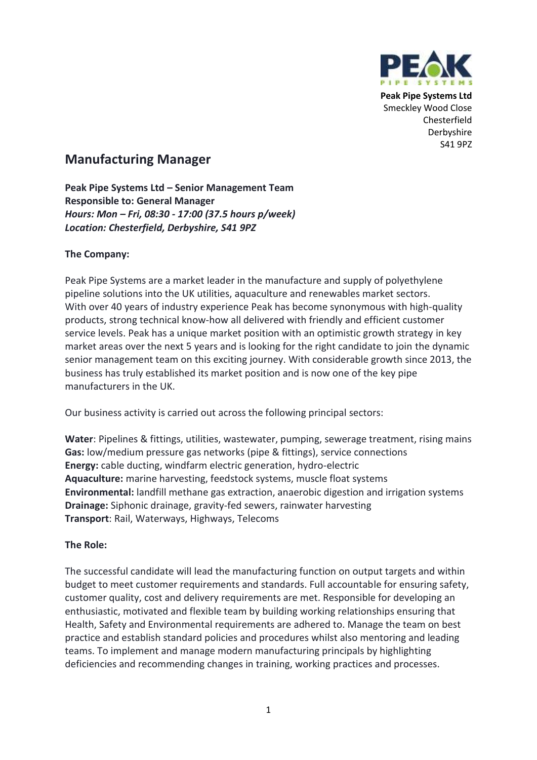**Peak Pipe Systems Ltd**
Smeckley Wood Close
Chesterfield
Derbyshire
S41 9PZ

# Manufacturing Manager

**Peak Pipe Systems Ltd – Senior Management Team**
**Responsible to: General Manager**
***Hours: Mon – Fri, 08:30 - 17:00 (37.5 hours p/week)***
***Location: Chesterfield, Derbyshire, S41 9PZ***

**The Company:**

Peak Pipe Systems are a market leader in the manufacture and supply of polyethylene pipeline solutions into the UK utilities, aquaculture and renewables market sectors. With over 40 years of industry experience Peak has become synonymous with high-quality products, strong technical know-how all delivered with friendly and efficient customer service levels. Peak has a unique market position with an optimistic growth strategy in key market areas over the next 5 years and is looking for the right candidate to join the dynamic senior management team on this exciting journey. With considerable growth since 2013, the business has truly established its market position and is now one of the key pipe manufacturers in the UK.

Our business activity is carried out across the following principal sectors:

**Water**: Pipelines & fittings, utilities, wastewater, pumping, sewerage treatment, rising mains
**Gas:** low/medium pressure gas networks (pipe & fittings), service connections
**Energy:** cable ducting, windfarm electric generation, hydro-electric
**Aquaculture:** marine harvesting, feedstock systems, muscle float systems
**Environmental:** landfill methane gas extraction, anaerobic digestion and irrigation systems
**Drainage:** Siphonic drainage, gravity-fed sewers, rainwater harvesting
**Transport**: Rail, Waterways, Highways, Telecoms

**The Role:**

The successful candidate will lead the manufacturing function on output targets and within budget to meet customer requirements and standards. Full accountable for ensuring safety, customer quality, cost and delivery requirements are met. Responsible for developing an enthusiastic, motivated and flexible team by building working relationships ensuring that Health, Safety and Environmental requirements are adhered to. Manage the team on best practice and establish standard policies and procedures whilst also mentoring and leading teams. To implement and manage modern manufacturing principals by highlighting deficiencies and recommending changes in training, working practices and processes.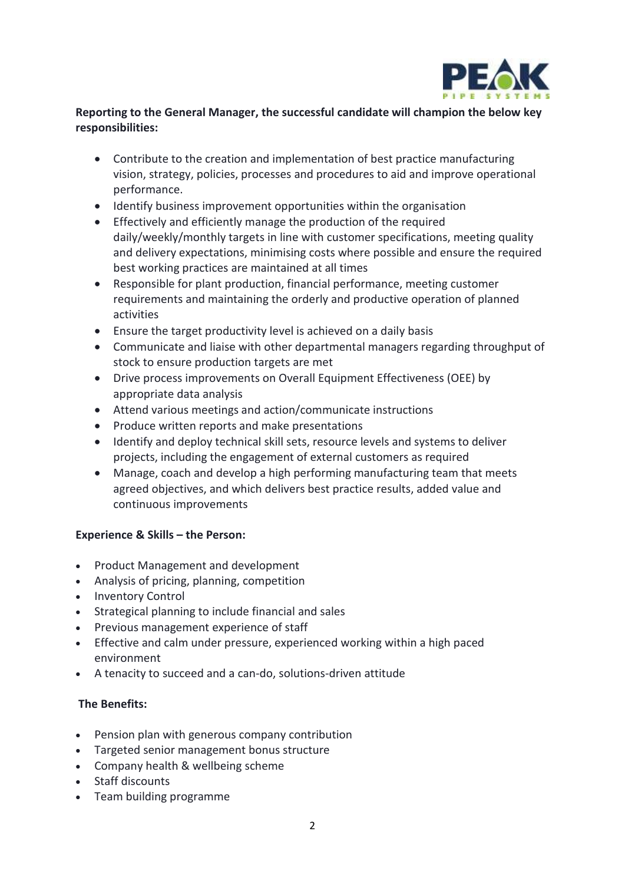**Reporting to the General Manager, the successful candidate will champion the below key responsibilities:**

- Contribute to the creation and implementation of best practice manufacturing vision, strategy, policies, processes and procedures to aid and improve operational performance.
- Identify business improvement opportunities within the organisation
- Effectively and efficiently manage the production of the required daily/weekly/monthly targets in line with customer specifications, meeting quality and delivery expectations, minimising costs where possible and ensure the required best working practices are maintained at all times
- Responsible for plant production, financial performance, meeting customer requirements and maintaining the orderly and productive operation of planned activities
- Ensure the target productivity level is achieved on a daily basis
- Communicate and liaise with other departmental managers regarding throughput of stock to ensure production targets are met
- Drive process improvements on Overall Equipment Effectiveness (OEE) by appropriate data analysis
- Attend various meetings and action/communicate instructions
- Produce written reports and make presentations
- Identify and deploy technical skill sets, resource levels and systems to deliver projects, including the engagement of external customers as required
- Manage, coach and develop a high performing manufacturing team that meets agreed objectives, and which delivers best practice results, added value and continuous improvements

**Experience & Skills – the Person:**

- Product Management and development
- Analysis of pricing, planning, competition
- Inventory Control
- Strategical planning to include financial and sales
- Previous management experience of staff
- Effective and calm under pressure, experienced working within a high paced environment
- A tenacity to succeed and a can-do, solutions-driven attitude

**The Benefits:**

- Pension plan with generous company contribution
- Targeted senior management bonus structure
- Company health & wellbeing scheme
- Staff discounts
- Team building programme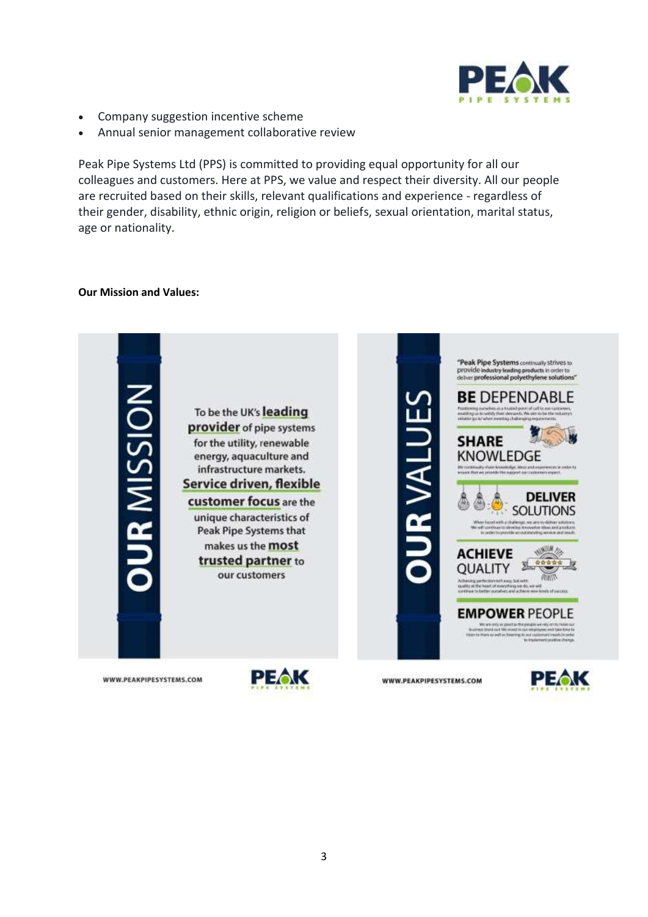- Company suggestion incentive scheme
- Annual senior management collaborative review

Peak Pipe Systems Ltd (PPS) is committed to providing equal opportunity for all our colleagues and customers. Here at PPS, we value and respect their diversity. All our people are recruited based on their skills, relevant qualifications and experience - regardless of their gender, disability, ethnic origin, religion or beliefs, sexual orientation, marital status, age or nationality.

**Our Mission and Values:**

OUR MISSION

To be the UK's **leading provider** of pipe systems for the utility, renewable energy, aquaculture and infrastructure markets. **Service driven, flexible customer focus** are the unique characteristics of Peak Pipe Systems that makes us the **most trusted partner** to our customers

WWW.PEAKPIPESYSTEMS.COM

OUR VALUES

"**Peak Pipe Systems** continually strives to provide **industry leading products** in order to deliver **professional polyethylene solutions**"

**BE** DEPENDABLE

**SHARE** KNOWLEDGE

**DELIVER** SOLUTIONS

**ACHIEVE** QUALITY

**EMPOWER** PEOPLE

WWW.PEAKPIPESYSTEMS.COM